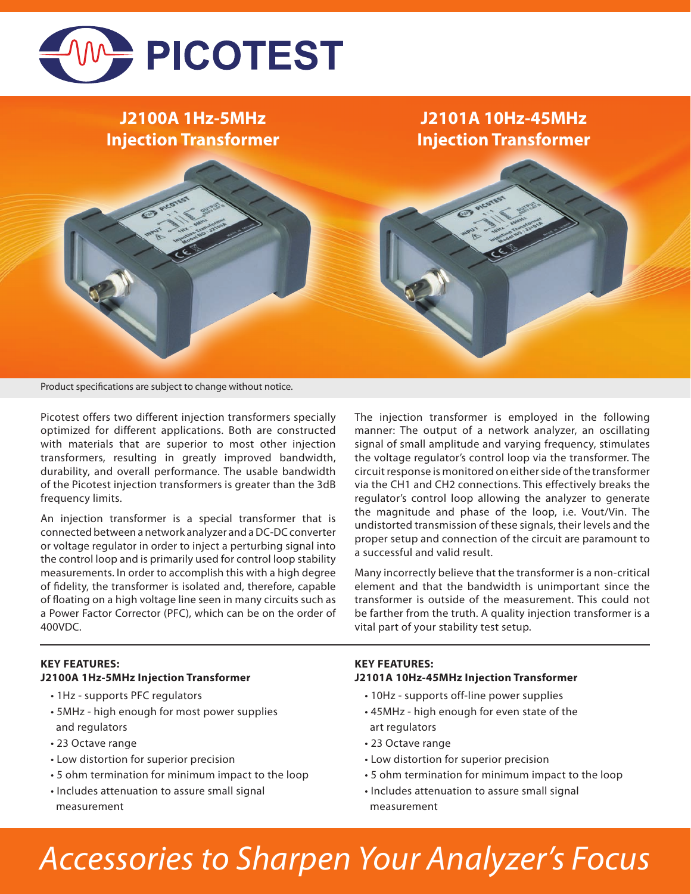# PICOTEST

## J2100A 1Hz-5MHz Injection Transformer

## J2101A 10Hz-45MHz Injection Transformer

Product specifications are subject to change without notice.

Picotest offers two different injection transformers specially optimized for different applications. Both are constructed with materials that are superior to most other injection transformers, resulting in greatly improved bandwidth, durability, and overall performance. The usable bandwidth of the Picotest injection transformers is greater than the 3dB frequency limits.

An injection transformer is a special transformer that is connected between a network analyzer and a DC-DC converter or voltage regulator in order to inject a perturbing signal into the control loop and is primarily used for control loop stability measurements. In order to accomplish this with a high degree of fidelity, the transformer is isolated and, therefore, capable of floating on a high voltage line seen in many circuits such as a Power Factor Corrector (PFC), which can be on the order of 400VDC.

The injection transformer is employed in the following manner: The output of a network analyzer, an oscillating signal of small amplitude and varying frequency, stimulates the voltage regulator's control loop via the transformer. The circuit response is monitored on either side of the transformer via the CH1 and CH2 connections. This effectively breaks the regulator's control loop allowing the analyzer to generate the magnitude and phase of the loop, i.e. Vout/Vin. The undistorted transmission of these signals, their levels and the proper setup and connection of the circuit are paramount to a successful and valid result.

Many incorrectly believe that the transformer is a non-critical element and that the bandwidth is unimportant since the transformer is outside of the measurement. This could not be farther from the truth. A quality injection transformer is a vital part of your stability test setup.

**KEY FEATURES:**
**J2100A 1Hz-5MHz Injection Transformer**

- 1Hz - supports PFC regulators
- 5MHz - high enough for most power supplies and regulators
- 23 Octave range
- Low distortion for superior precision
- 5 ohm termination for minimum impact to the loop
- Includes attenuation to assure small signal measurement

**KEY FEATURES:**
**J2101A 10Hz-45MHz Injection Transformer**

- 10Hz - supports off-line power supplies
- 45MHz - high enough for even state of the art regulators
- 23 Octave range
- Low distortion for superior precision
- 5 ohm termination for minimum impact to the loop
- Includes attenuation to assure small signal measurement

*Accessories to Sharpen Your Analyzer's Focus*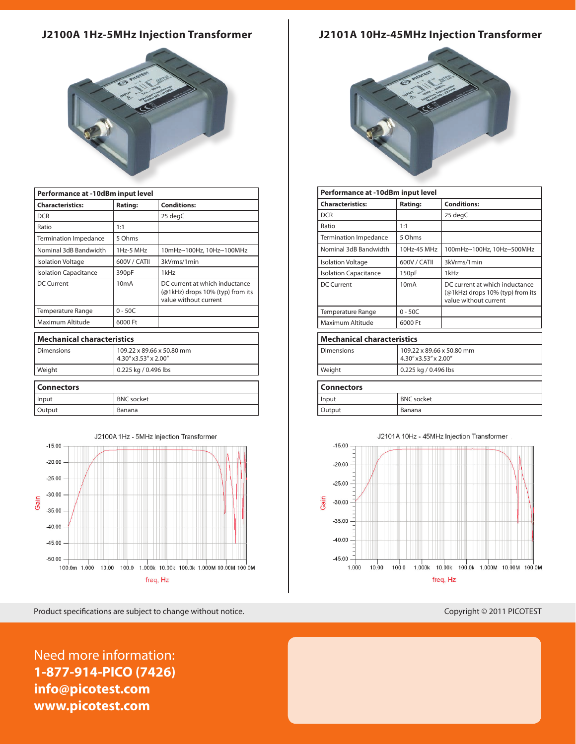## J2100A 1Hz-5MHz Injection Transformer

| Performance at -10dBm input level | | |
|---|---|---|
| **Characteristics:** | **Rating:** | **Conditions:** |
| DCR | | 25 degC |
| Ratio | 1:1 | |
| Termination Impedance | 5 Ohms | |
| Nominal 3dB Bandwidth | 1Hz-5 MHz | 10mHz~100Hz, 10Hz~100MHz |
| Isolation Voltage | 600V / CATII | 3kVrms/1min |
| Isolation Capacitance | 390pF | 1kHz |
| DC Current | 10mA | DC current at which inductance (@1kHz) drops 10% (typ) from its value without current |
| Temperature Range | 0 - 50C | |
| Maximum Altitude | 6000 Ft | |

| Mechanical characteristics | |
|---|---|
| Dimensions | 109.22 x 89.66 x 50.80 mm<br>4.30"x3.53"x 2.00" |
| Weight | 0.225 kg / 0.496 lbs |

| Connectors | |
|---|---|
| Input | BNC socket |
| Output | Banana |

J2100A 1Hz - 5MHz Injection Transformer

Gain

-15.00
-20.00
-25.00
-30.00
-35.00
-40.00
-45.00
-50.00

100.0m 1.000 10.00 100.0 1.000k 10.00k 100.0k 1.000M 10.00M 100.0M

freq, Hz

## J2101A 10Hz-45MHz Injection Transformer

| Performance at -10dBm input level | | |
|---|---|---|
| **Characteristics:** | **Rating:** | **Conditions:** |
| DCR | | 25 degC |
| Ratio | 1:1 | |
| Termination Impedance | 5 Ohms | |
| Nominal 3dB Bandwidth | 10Hz-45 MHz | 100mHz~100Hz, 10Hz~500MHz |
| Isolation Voltage | 600V / CATII | 3kVrms/1min |
| Isolation Capacitance | 150pF | 1kHz |
| DC Current | 10mA | DC current at which inductance (@1kHz) drops 10% (typ) from its value without current |
| Temperature Range | 0 - 50C | |
| Maximum Altitude | 6000 Ft | |

| Mechanical characteristics | |
|---|---|
| Dimensions | 109.22 x 89.66 x 50.80 mm<br>4.30"x3.53"x 2.00" |
| Weight | 0.225 kg / 0.496 lbs |

| Connectors | |
|---|---|
| Input | BNC socket |
| Output | Banana |

J2101A 10Hz - 45MHz Injection Transformer

Gain

-15.00
-20.00
-25.00
-30.00
-35.00
-40.00
-45.00

1.000 10.00 100.0 1.000k 10.00k 100.0k 1.000M 10.00M 100.0M

freq, Hz

Product specifications are subject to change without notice.

Copyright © 2011 PICOTEST

Need more information:
**1-877-914-PICO (7426)**
**info@picotest.com**
**www.picotest.com**